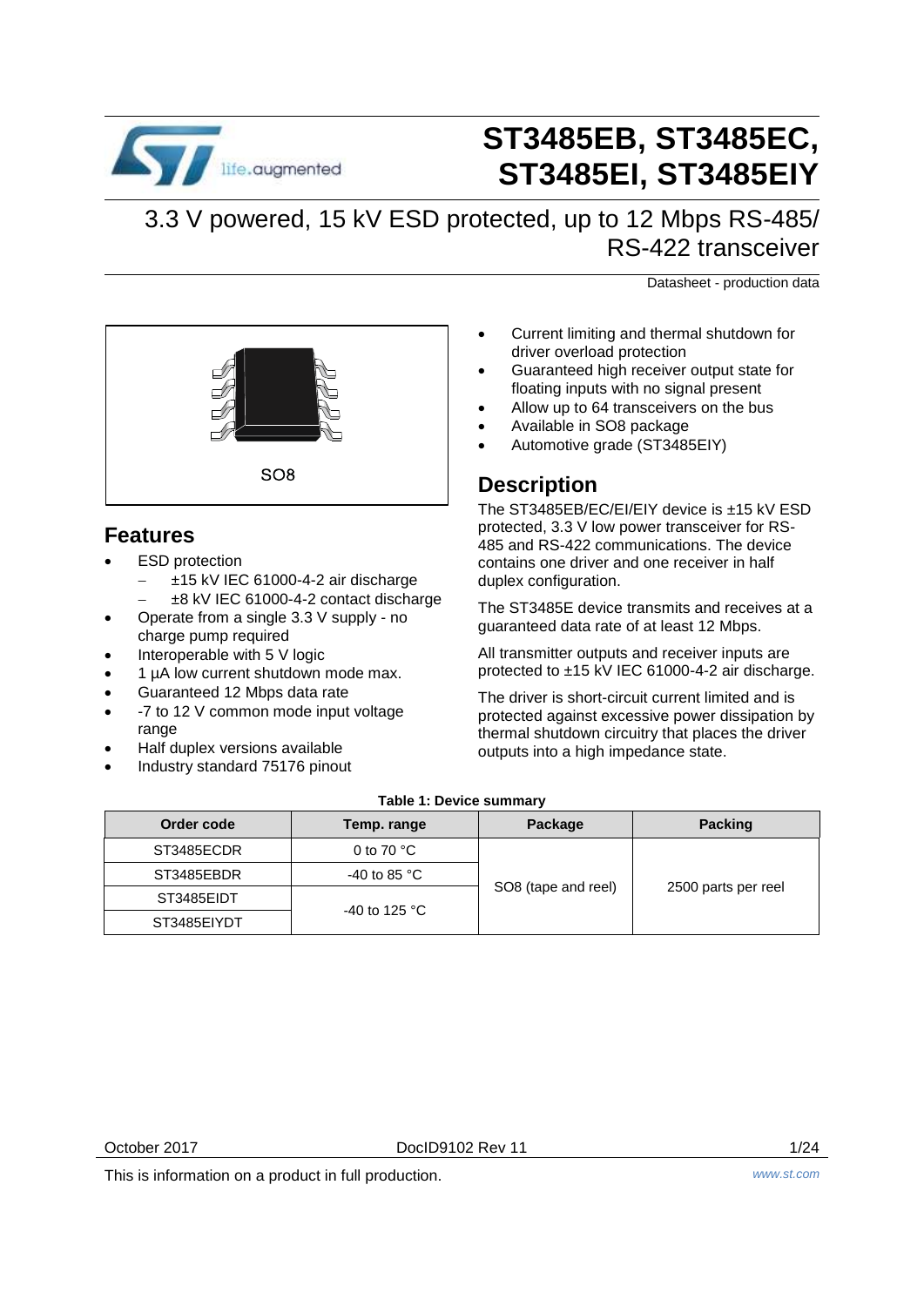# ST3485EB, ST3485EC, ST3485EI, ST3485EIY

## 3.3 V powered, 15 kV ESD protected, up to 12 Mbps RS-485/ RS-422 transceiver

Datasheet - production data

SO8

## Features

- ESD protection
  - ±15 kV IEC 61000-4-2 air discharge
  - ±8 kV IEC 61000-4-2 contact discharge
- Operate from a single 3.3 V supply - no charge pump required
- Interoperable with 5 V logic
- 1 µA low current shutdown mode max.
- Guaranteed 12 Mbps data rate
- -7 to 12 V common mode input voltage range
- Half duplex versions available
- Industry standard 75176 pinout
- Current limiting and thermal shutdown for driver overload protection
- Guaranteed high receiver output state for floating inputs with no signal present
- Allow up to 64 transceivers on the bus
- Available in SO8 package
- Automotive grade (ST3485EIY)

## Description

The ST3485EB/EC/EI/EIY device is ±15 kV ESD protected, 3.3 V low power transceiver for RS-485 and RS-422 communications. The device contains one driver and one receiver in half duplex configuration.

The ST3485E device transmits and receives at a guaranteed data rate of at least 12 Mbps.

All transmitter outputs and receiver inputs are protected to ±15 kV IEC 61000-4-2 air discharge.

The driver is short-circuit current limited and is protected against excessive power dissipation by thermal shutdown circuitry that places the driver outputs into a high impedance state.

**Table 1: Device summary**

| Order code | Temp. range | Package | Packing |
|---|---|---|---|
| ST3485ECDR | 0 to 70 °C | SO8 (tape and reel) | 2500 parts per reel |
| ST3485EBDR | -40 to 85 °C | | |
| ST3485EIDT | -40 to 125 °C | | |
| ST3485EIYDT | | | |

October 2017 DocID9102 Rev 11

This is information on a product in full production.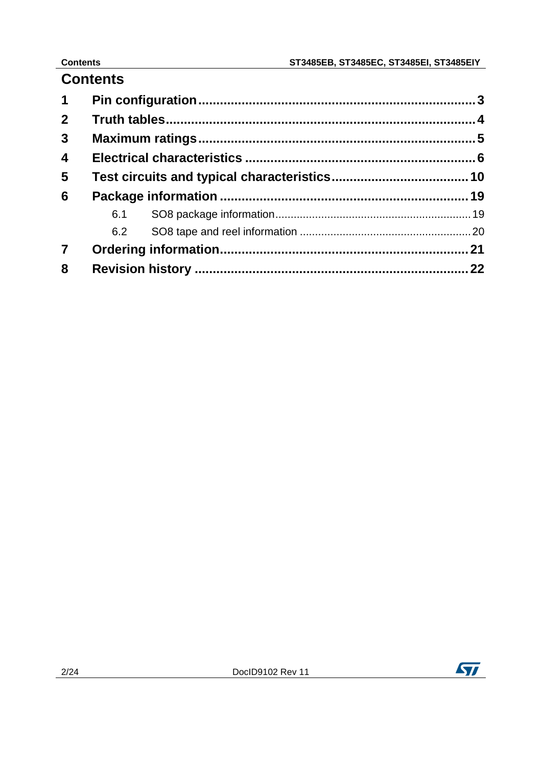# Contents

1 Pin configuration ........................................................................ 3

2 Truth tables ................................................................................ 4

3 Maximum ratings ........................................................................ 5

4 Electrical characteristics ............................................................ 6

5 Test circuits and typical characteristics .................................. 10

6 Package information ................................................................ 19

   6.1 SO8 package information ............................................................ 19

   6.2 SO8 tape and reel information .................................................... 20

7 Ordering information ................................................................ 21

8 Revision history ........................................................................ 22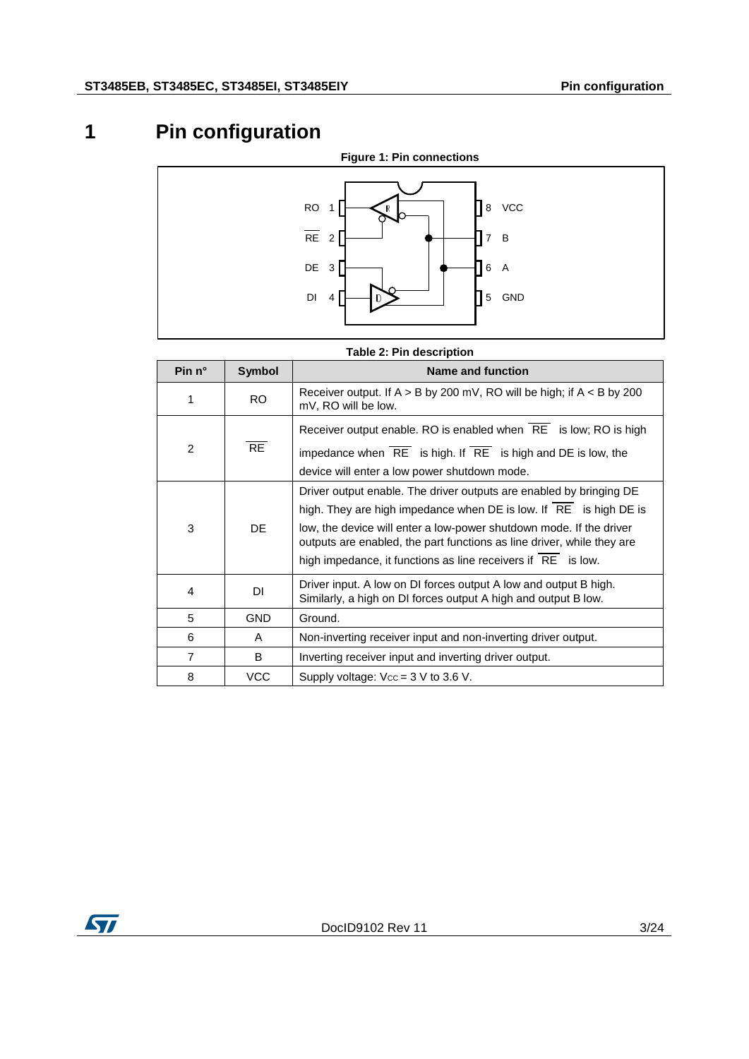# 1 Pin configuration

**Figure 1: Pin connections**

**Table 2: Pin description**

| Pin n° | Symbol | Name and function |
|---|---|---|
| 1 | RO | Receiver output. If A > B by 200 mV, RO will be high; if A < B by 200 mV, RO will be low. |
| 2 | $\overline{RE}$ | Receiver output enable. RO is enabled when $\overline{RE}$ is low; RO is high impedance when $\overline{RE}$ is high. If $\overline{RE}$ is high and DE is low, the device will enter a low power shutdown mode. |
| 3 | DE | Driver output enable. The driver outputs are enabled by bringing DE high. They are high impedance when DE is low. If $\overline{RE}$ is high DE is low, the device will enter a low-power shutdown mode. If the driver outputs are enabled, the part functions as line driver, while they are high impedance, it functions as line receivers if $\overline{RE}$ is low. |
| 4 | DI | Driver input. A low on DI forces output A low and output B high. Similarly, a high on DI forces output A high and output B low. |
| 5 | GND | Ground. |
| 6 | A | Non-inverting receiver input and non-inverting driver output. |
| 7 | B | Inverting receiver input and inverting driver output. |
| 8 | VCC | Supply voltage: $V_{CC}$ = 3 V to 3.6 V. |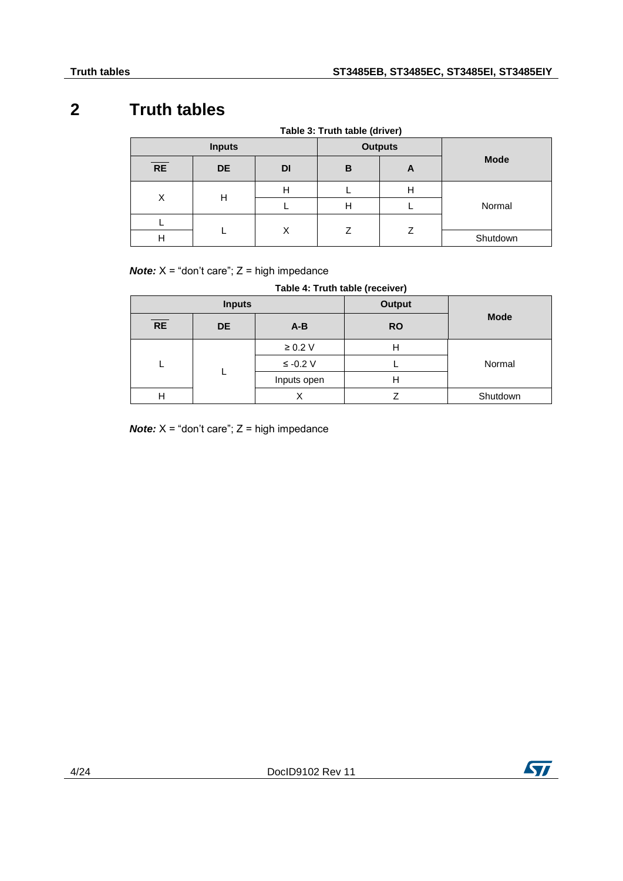# 2 Truth tables

Table 3: Truth table (driver)

| Inputs | | | Outputs | | Mode |
|---|---|---|---|---|---|
| $\overline{RE}$ | DE | DI | B | A | |
| X | H | H | L | H | Normal |
| X | H | L | H | L | Normal |
| L | L | X | Z | Z | Normal |
| H | L | X | Z | Z | Shutdown |

***Note:*** X = "don't care"; Z = high impedance

Table 4: Truth table (receiver)

| Inputs | | | Output | Mode |
|---|---|---|---|---|
| $\overline{RE}$ | DE | A-B | RO | |
| L | L | ≥ 0.2 V | H | Normal |
| L | L | ≤ -0.2 V | L | Normal |
| L | L | Inputs open | H | Normal |
| H | L | X | Z | Shutdown |

***Note:*** X = "don't care"; Z = high impedance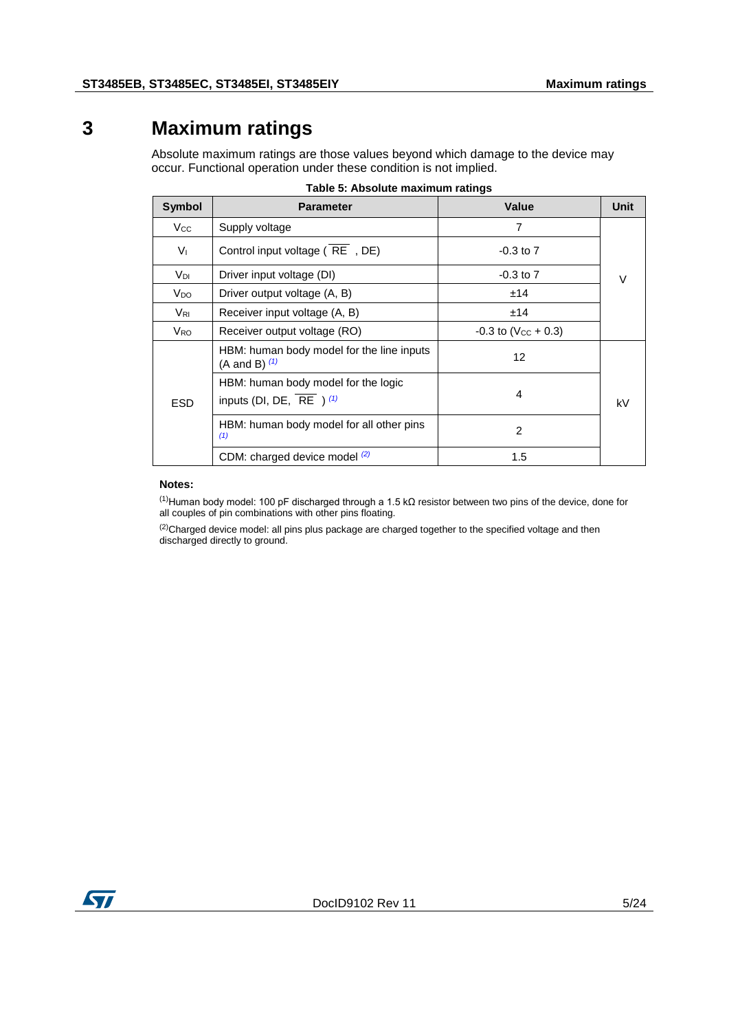# 3 Maximum ratings

Absolute maximum ratings are those values beyond which damage to the device may occur. Functional operation under these condition is not implied.

**Table 5: Absolute maximum ratings**

| Symbol | Parameter | Value | Unit |
|---|---|---|---|
| $V_{CC}$ | Supply voltage | 7 | V |
| $V_I$ | Control input voltage ( $\overline{RE}$ , DE) | -0.3 to 7 | V |
| $V_{DI}$ | Driver input voltage (DI) | -0.3 to 7 | V |
| $V_{DO}$ | Driver output voltage (A, B) | ±14 | V |
| $V_{RI}$ | Receiver input voltage (A, B) | ±14 | V |
| $V_{RO}$ | Receiver output voltage (RO) | -0.3 to ($V_{CC}$ + 0.3) | V |
| ESD | HBM: human body model for the line inputs (A and B) (1) | 12 | kV |
| | HBM: human body model for the logic inputs (DI, DE, $\overline{RE}$ ) (1) | 4 | kV |
| | HBM: human body model for all other pins (1) | 2 | kV |
| | CDM: charged device model (2) | 1.5 | kV |

**Notes:**

(1)Human body model: 100 pF discharged through a 1.5 kΩ resistor between two pins of the device, done for all couples of pin combinations with other pins floating.

(2)Charged device model: all pins plus package are charged together to the specified voltage and then discharged directly to ground.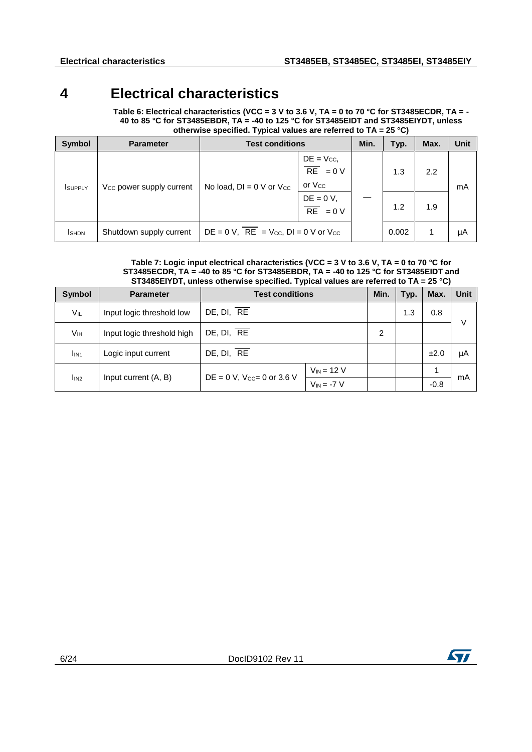# 4 Electrical characteristics

**Table 6: Electrical characteristics (VCC = 3 V to 3.6 V, TA = 0 to 70 °C for ST3485ECDR, TA = -40 to 85 °C for ST3485EBDR, TA = -40 to 125 °C for ST3485EIDT and ST3485EIYDT, unless otherwise specified. Typical values are referred to TA = 25 °C)**

| Symbol | Parameter | Test conditions | | Min. | Typ. | Max. | Unit |
|---|---|---|---|---|---|---|---|
| $I_{SUPPLY}$ | $V_{CC}$ power supply current | No load, DI = 0 V or $V_{CC}$ | DE = $V_{CC}$, $\overline{RE}$ = 0 V or $V_{CC}$ | — | 1.3 | 2.2 | mA |
| | | | DE = 0 V, $\overline{RE}$ = 0 V | | 1.2 | 1.9 | |
| $I_{SHDN}$ | Shutdown supply current | DE = 0 V, $\overline{RE}$ = $V_{CC}$, DI = 0 V or $V_{CC}$ | | | 0.002 | 1 | µA |

**Table 7: Logic input electrical characteristics (VCC = 3 V to 3.6 V, TA = 0 to 70 °C for ST3485ECDR, TA = -40 to 85 °C for ST3485EBDR, TA = -40 to 125 °C for ST3485EIDT and ST3485EIYDT, unless otherwise specified. Typical values are referred to TA = 25 °C)**

| Symbol | Parameter | Test conditions | | Min. | Typ. | Max. | Unit |
|---|---|---|---|---|---|---|---|
| $V_{IL}$ | Input logic threshold low | DE, DI, $\overline{RE}$ | | | 1.3 | 0.8 | V |
| $V_{IH}$ | Input logic threshold high | DE, DI, $\overline{RE}$ | | 2 | | | |
| $I_{IN1}$ | Logic input current | DE, DI, $\overline{RE}$ | | | | ±2.0 | µA |
| $I_{IN2}$ | Input current (A, B) | DE = 0 V, $V_{CC}$= 0 or 3.6 V | $V_{IN}$ = 12 V | | | 1 | mA |
| | | | $V_{IN}$ = -7 V | | | -0.8 | |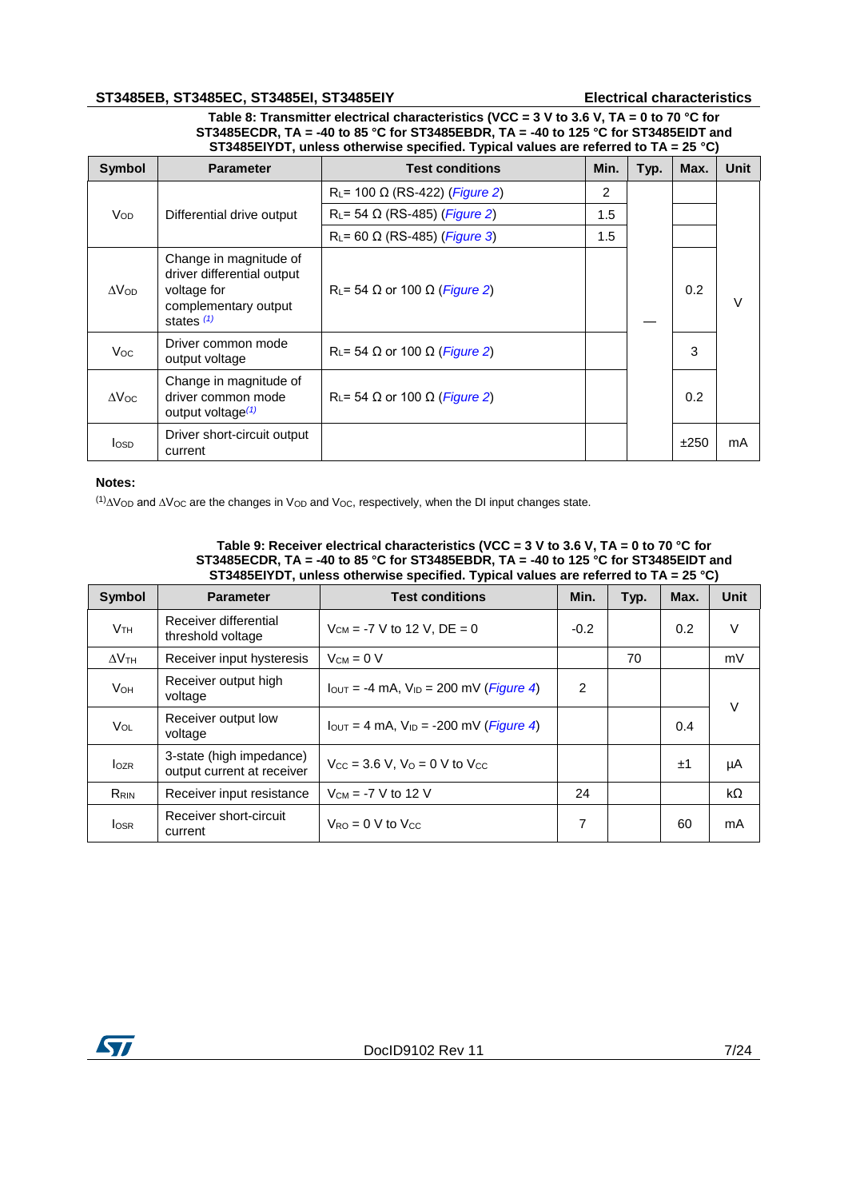**Table 8: Transmitter electrical characteristics (VCC = 3 V to 3.6 V, TA = 0 to 70 °C for ST3485ECDR, TA = -40 to 85 °C for ST3485EBDR, TA = -40 to 125 °C for ST3485EIDT and ST3485EIYDT, unless otherwise specified. Typical values are referred to TA = 25 °C)**

| Symbol | Parameter | Test conditions | Min. | Typ. | Max. | Unit |
|---|---|---|---|---|---|---|
| $V_{OD}$ | Differential drive output | $R_L$= 100 Ω (RS-422) (*Figure 2*) | 2 | — | | V |
| | | $R_L$= 54 Ω (RS-485) (*Figure 2*) | 1.5 | | | |
| | | $R_L$= 60 Ω (RS-485) (*Figure 3*) | 1.5 | | | |
| $\Delta V_{OD}$ | Change in magnitude of driver differential output voltage for complementary output states (1) | $R_L$= 54 Ω or 100 Ω (*Figure 2*) | | | 0.2 | |
| $V_{OC}$ | Driver common mode output voltage | $R_L$= 54 Ω or 100 Ω (*Figure 2*) | | | 3 | |
| $\Delta V_{OC}$ | Change in magnitude of driver common mode output voltage(1) | $R_L$= 54 Ω or 100 Ω (*Figure 2*) | | | 0.2 | |
| $I_{OSD}$ | Driver short-circuit output current | | | | ±250 | mA |

**Notes:**

(1) $\Delta V_{OD}$ and $\Delta V_{OC}$ are the changes in $V_{OD}$ and $V_{OC}$, respectively, when the DI input changes state.

**Table 9: Receiver electrical characteristics (VCC = 3 V to 3.6 V, TA = 0 to 70 °C for ST3485ECDR, TA = -40 to 85 °C for ST3485EBDR, TA = -40 to 125 °C for ST3485EIDT and ST3485EIYDT, unless otherwise specified. Typical values are referred to TA = 25 °C)**

| Symbol | Parameter | Test conditions | Min. | Typ. | Max. | Unit |
|---|---|---|---|---|---|---|
| $V_{TH}$ | Receiver differential threshold voltage | $V_{CM}$ = -7 V to 12 V, DE = 0 | -0.2 | | 0.2 | V |
| $\Delta V_{TH}$ | Receiver input hysteresis | $V_{CM}$ = 0 V | | 70 | | mV |
| $V_{OH}$ | Receiver output high voltage | $I_{OUT}$ = -4 mA, $V_{ID}$ = 200 mV (*Figure 4*) | 2 | | | V |
| $V_{OL}$ | Receiver output low voltage | $I_{OUT}$ = 4 mA, $V_{ID}$ = -200 mV (*Figure 4*) | | | 0.4 | |
| $I_{OZR}$ | 3-state (high impedance) output current at receiver | $V_{CC}$ = 3.6 V, $V_O$ = 0 V to $V_{CC}$ | | | ±1 | µA |
| $R_{RIN}$ | Receiver input resistance | $V_{CM}$ = -7 V to 12 V | 24 | | | kΩ |
| $I_{OSR}$ | Receiver short-circuit current | $V_{RO}$ = 0 V to $V_{CC}$ | 7 | | 60 | mA |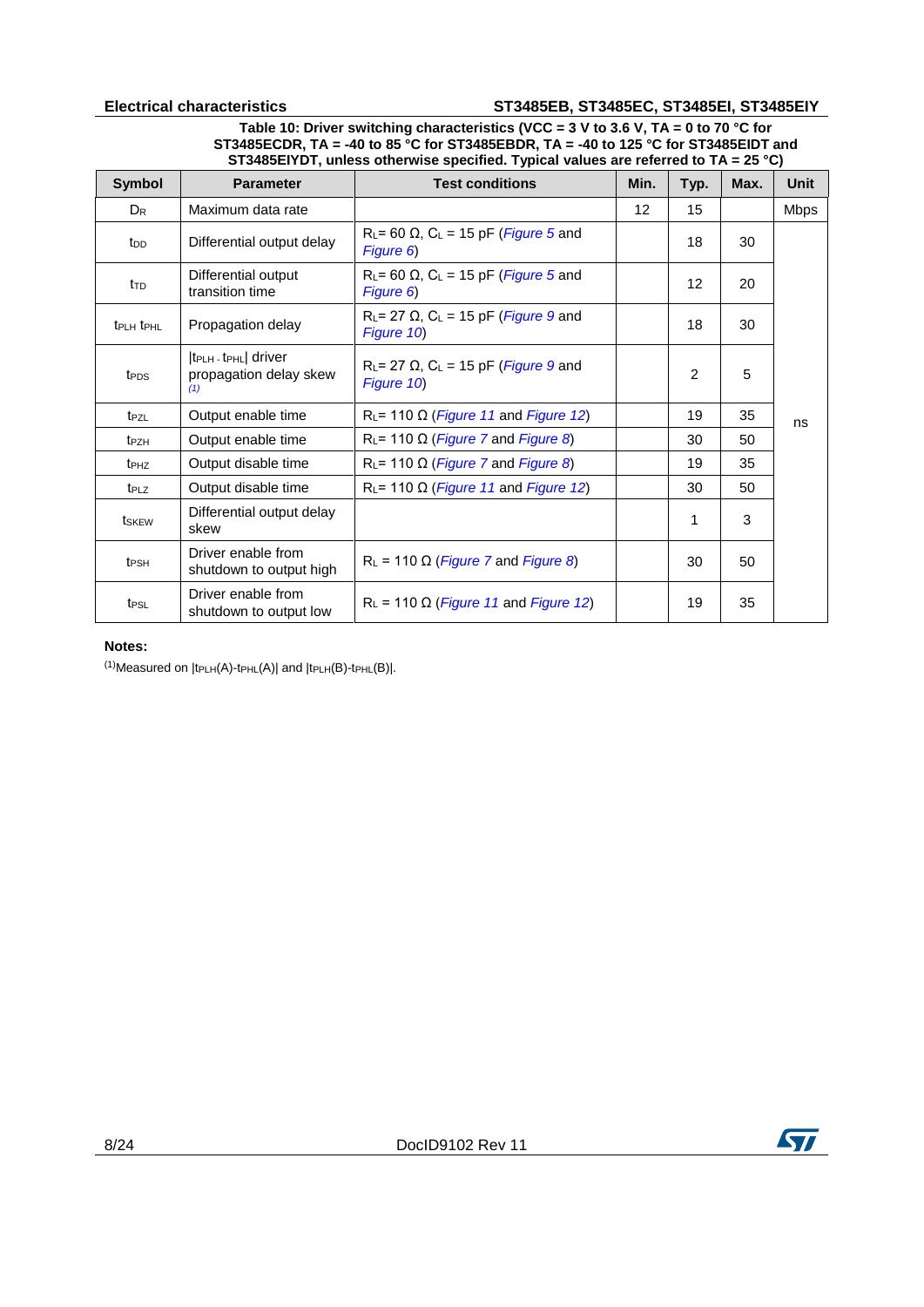**Table 10: Driver switching characteristics (VCC = 3 V to 3.6 V, TA = 0 to 70 °C for ST3485ECDR, TA = -40 to 85 °C for ST3485EBDR, TA = -40 to 125 °C for ST3485EIDT and ST3485EIYDT, unless otherwise specified. Typical values are referred to TA = 25 °C)**

| Symbol | Parameter | Test conditions | Min. | Typ. | Max. | Unit |
|---|---|---|---|---|---|---|
| $D_R$ | Maximum data rate | | 12 | 15 | | Mbps |
| $t_{DD}$ | Differential output delay | $R_L$= 60 Ω, $C_L$ = 15 pF (*Figure 5* and *Figure 6*) | | 18 | 30 | ns |
| $t_{TD}$ | Differential output transition time | $R_L$= 60 Ω, $C_L$ = 15 pF (*Figure 5* and *Figure 6*) | | 12 | 20 | ns |
| $t_{PLH}$ $t_{PHL}$ | Propagation delay | $R_L$= 27 Ω, $C_L$ = 15 pF (*Figure 9* and *Figure 10*) | | 18 | 30 | ns |
| $t_{PDS}$ | $\|t_{PLH} - t_{PHL}\|$ driver propagation delay skew (1) | $R_L$= 27 Ω, $C_L$ = 15 pF (*Figure 9* and *Figure 10*) | | 2 | 5 | ns |
| $t_{PZL}$ | Output enable time | $R_L$= 110 Ω (*Figure 11* and *Figure 12*) | | 19 | 35 | ns |
| $t_{PZH}$ | Output enable time | $R_L$= 110 Ω (*Figure 7* and *Figure 8*) | | 30 | 50 | ns |
| $t_{PHZ}$ | Output disable time | $R_L$= 110 Ω (*Figure 7* and *Figure 8*) | | 19 | 35 | ns |
| $t_{PLZ}$ | Output disable time | $R_L$= 110 Ω (*Figure 11* and *Figure 12*) | | 30 | 50 | ns |
| $t_{SKEW}$ | Differential output delay skew | | | 1 | 3 | ns |
| $t_{PSH}$ | Driver enable from shutdown to output high | $R_L$ = 110 Ω (*Figure 7* and *Figure 8*) | | 30 | 50 | ns |
| $t_{PSL}$ | Driver enable from shutdown to output low | $R_L$ = 110 Ω (*Figure 11* and *Figure 12*) | | 19 | 35 | ns |

**Notes:**

(1) Measured on $|t_{PLH}(A)-t_{PHL}(A)|$ and $|t_{PLH}(B)-t_{PHL}(B)|$.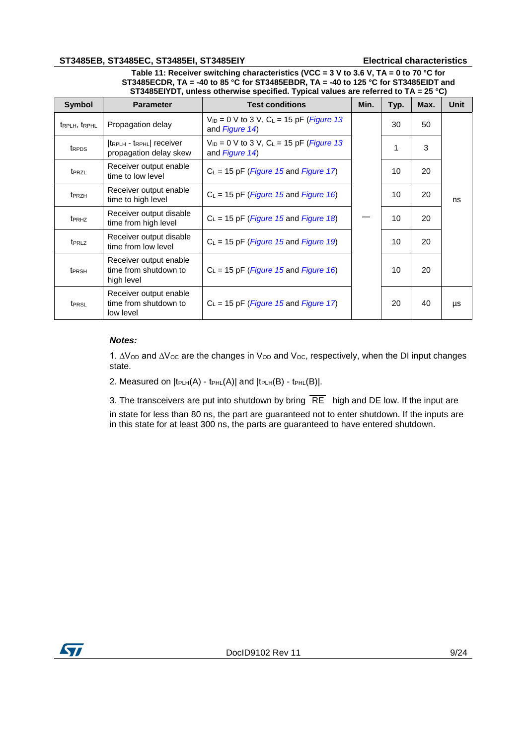**Table 11: Receiver switching characteristics (VCC = 3 V to 3.6 V, TA = 0 to 70 °C for ST3485ECDR, TA = -40 to 85 °C for ST3485EBDR, TA = -40 to 125 °C for ST3485EIDT and ST3485EIYDT, unless otherwise specified. Typical values are referred to TA = 25 °C)**

| Symbol | Parameter | Test conditions | Min. | Typ. | Max. | Unit |
|---|---|---|---|---|---|---|
| $t_{RPLH}$, $t_{RPHL}$ | Propagation delay | $V_{ID}$ = 0 V to 3 V, $C_L$ = 15 pF (*Figure 13* and *Figure 14*) | — | 30 | 50 | ns |
| $t_{RPDS}$ | $\lvert t_{RPLH} - t_{RPHL} \rvert$ receiver propagation delay skew | $V_{ID}$ = 0 V to 3 V, $C_L$ = 15 pF (*Figure 13* and *Figure 14*) | — | 1 | 3 | ns |
| $t_{PRZL}$ | Receiver output enable time to low level | $C_L$ = 15 pF (*Figure 15* and *Figure 17*) | — | 10 | 20 | ns |
| $t_{PRZH}$ | Receiver output enable time to high level | $C_L$ = 15 pF (*Figure 15* and *Figure 16*) | — | 10 | 20 | ns |
| $t_{PRHZ}$ | Receiver output disable time from high level | $C_L$ = 15 pF (*Figure 15* and *Figure 18*) | — | 10 | 20 | ns |
| $t_{PRLZ}$ | Receiver output disable time from low level | $C_L$ = 15 pF (*Figure 15* and *Figure 19*) | — | 10 | 20 | ns |
| $t_{PRSH}$ | Receiver output enable time from shutdown to high level | $C_L$ = 15 pF (*Figure 15* and *Figure 16*) | — | 10 | 20 | ns |
| $t_{PRSL}$ | Receiver output enable time from shutdown to low level | $C_L$ = 15 pF (*Figure 15* and *Figure 17*) | — | 20 | 40 | µs |

***Notes:***

1. $\Delta V_{OD}$ and $\Delta V_{OC}$ are the changes in $V_{OD}$ and $V_{OC}$, respectively, when the DI input changes state.

2. Measured on $\lvert t_{PLH}(A) - t_{PHL}(A) \rvert$ and $\lvert t_{PLH}(B) - t_{PHL}(B) \rvert$.

3. The transceivers are put into shutdown by bring $\overline{RE}$ high and DE low. If the input are in state for less than 80 ns, the part are guaranteed not to enter shutdown. If the inputs are in this state for at least 300 ns, the parts are guaranteed to have entered shutdown.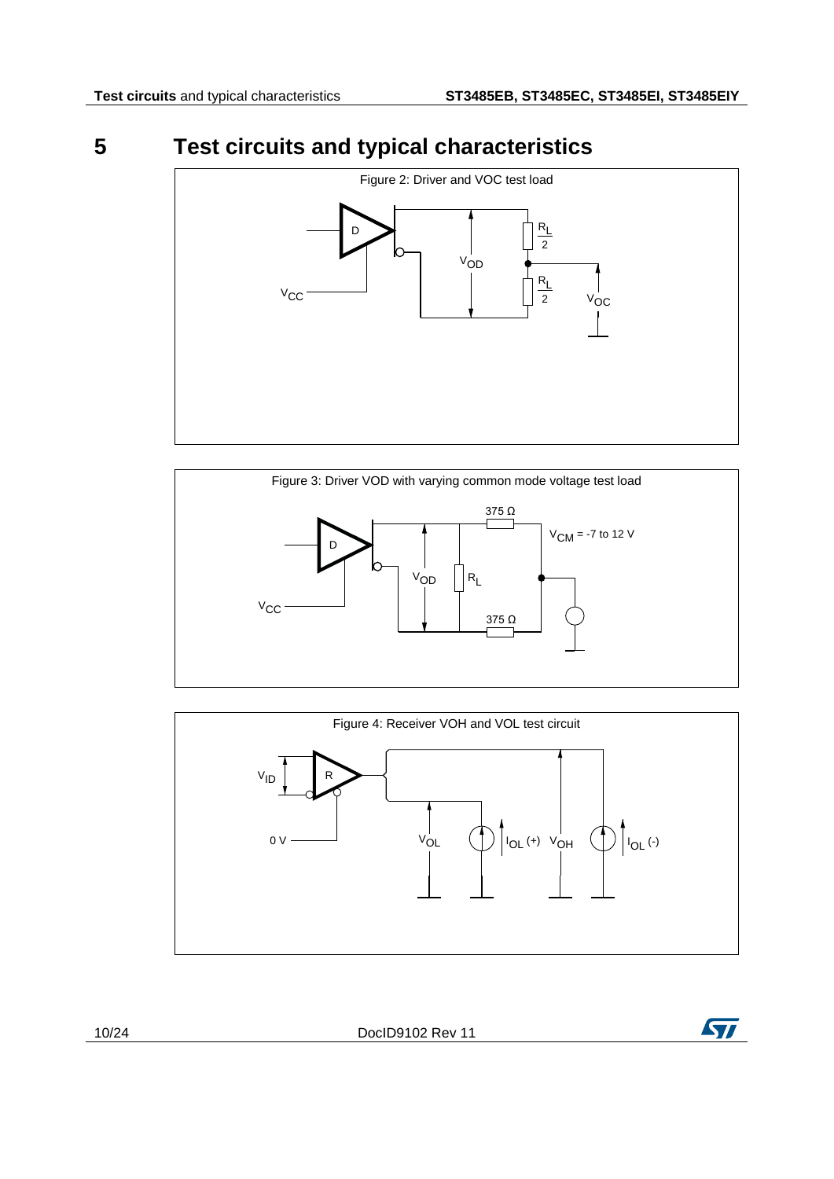# 5 Test circuits and typical characteristics

Figure 2: Driver and VOC test load

Figure 3: Driver VOD with varying common mode voltage test load

Figure 4: Receiver VOH and VOL test circuit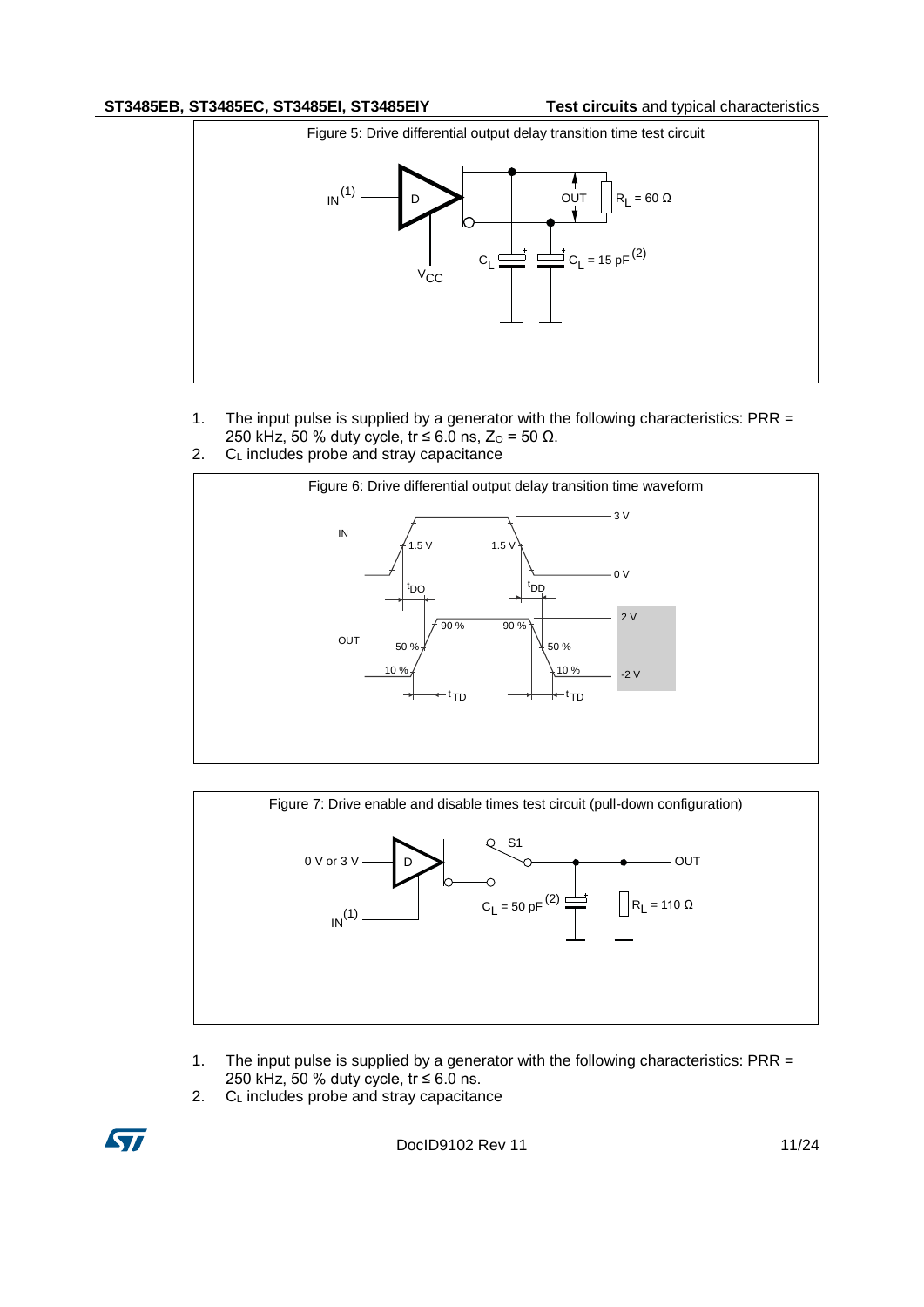Figure 5: Drive differential output delay transition time test circuit

1. The input pulse is supplied by a generator with the following characteristics: PRR = 250 kHz, 50 % duty cycle, tr ≤ 6.0 ns, $Z_O$ = 50 Ω.
2. $C_L$ includes probe and stray capacitance

Figure 6: Drive differential output delay transition time waveform

Figure 7: Drive enable and disable times test circuit (pull-down configuration)

1. The input pulse is supplied by a generator with the following characteristics: PRR = 250 kHz, 50 % duty cycle, tr ≤ 6.0 ns.
2. $C_L$ includes probe and stray capacitance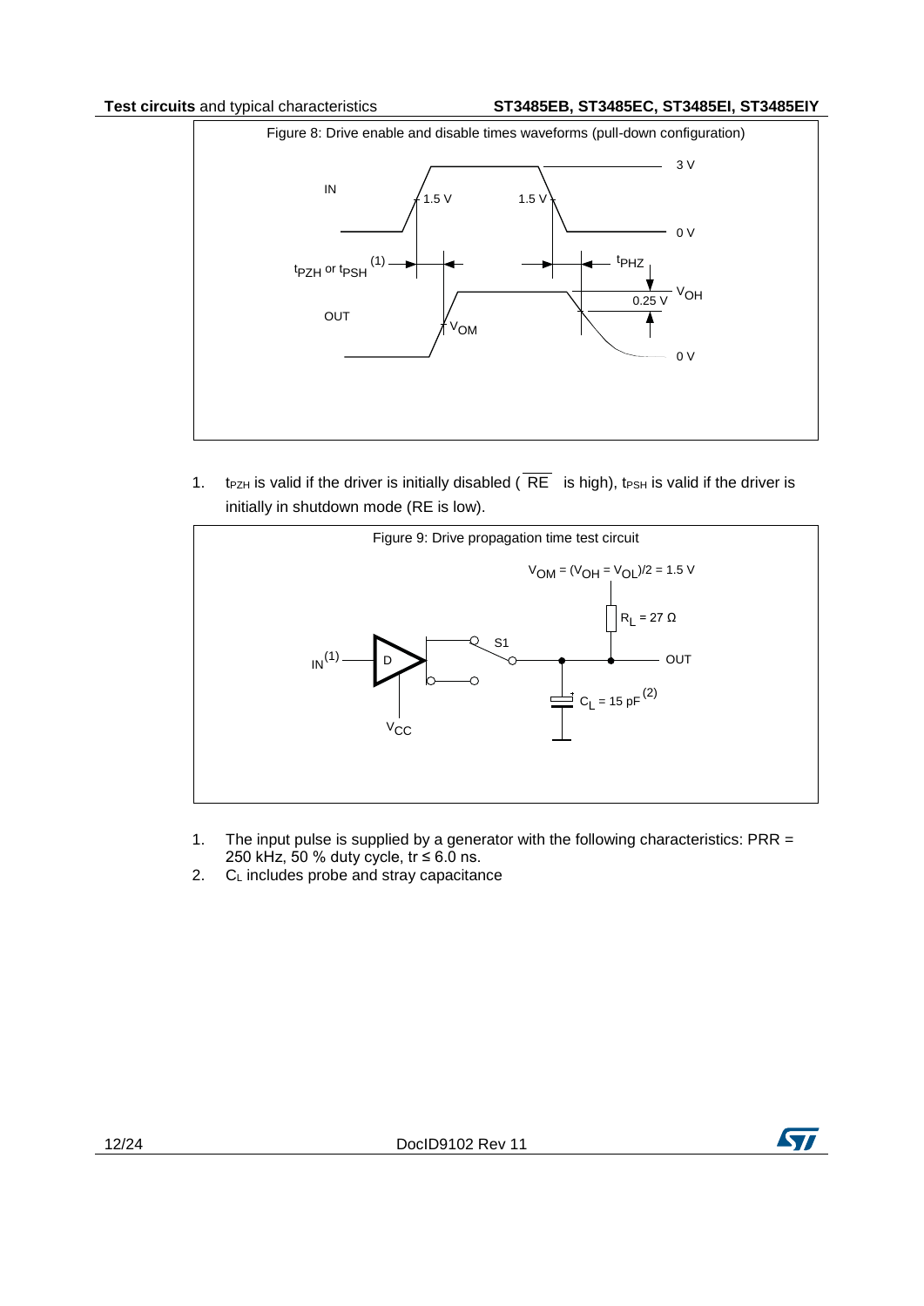Figure 8: Drive enable and disable times waveforms (pull-down configuration)

1. $t_{PZH}$ is valid if the driver is initially disabled ( $\overline{RE}$ is high), $t_{PSH}$ is valid if the driver is initially in shutdown mode (RE is low).

Figure 9: Drive propagation time test circuit

1. The input pulse is supplied by a generator with the following characteristics: PRR = 250 kHz, 50 % duty cycle, tr ≤ 6.0 ns.
2. $C_L$ includes probe and stray capacitance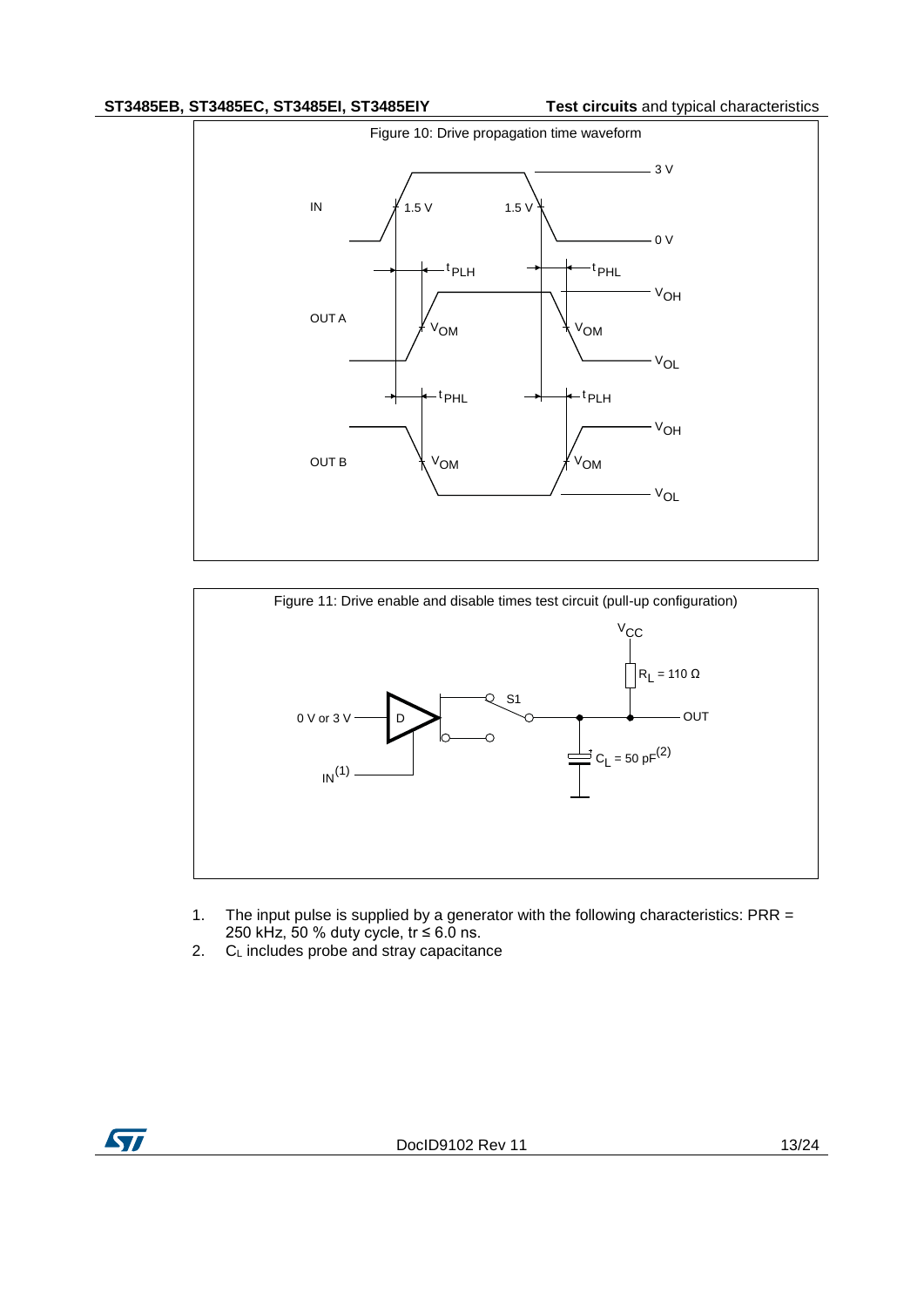Figure 10: Drive propagation time waveform

Figure 11: Drive enable and disable times test circuit (pull-up configuration)

1. The input pulse is supplied by a generator with the following characteristics: PRR = 250 kHz, 50 % duty cycle, tr ≤ 6.0 ns.
2. $C_L$ includes probe and stray capacitance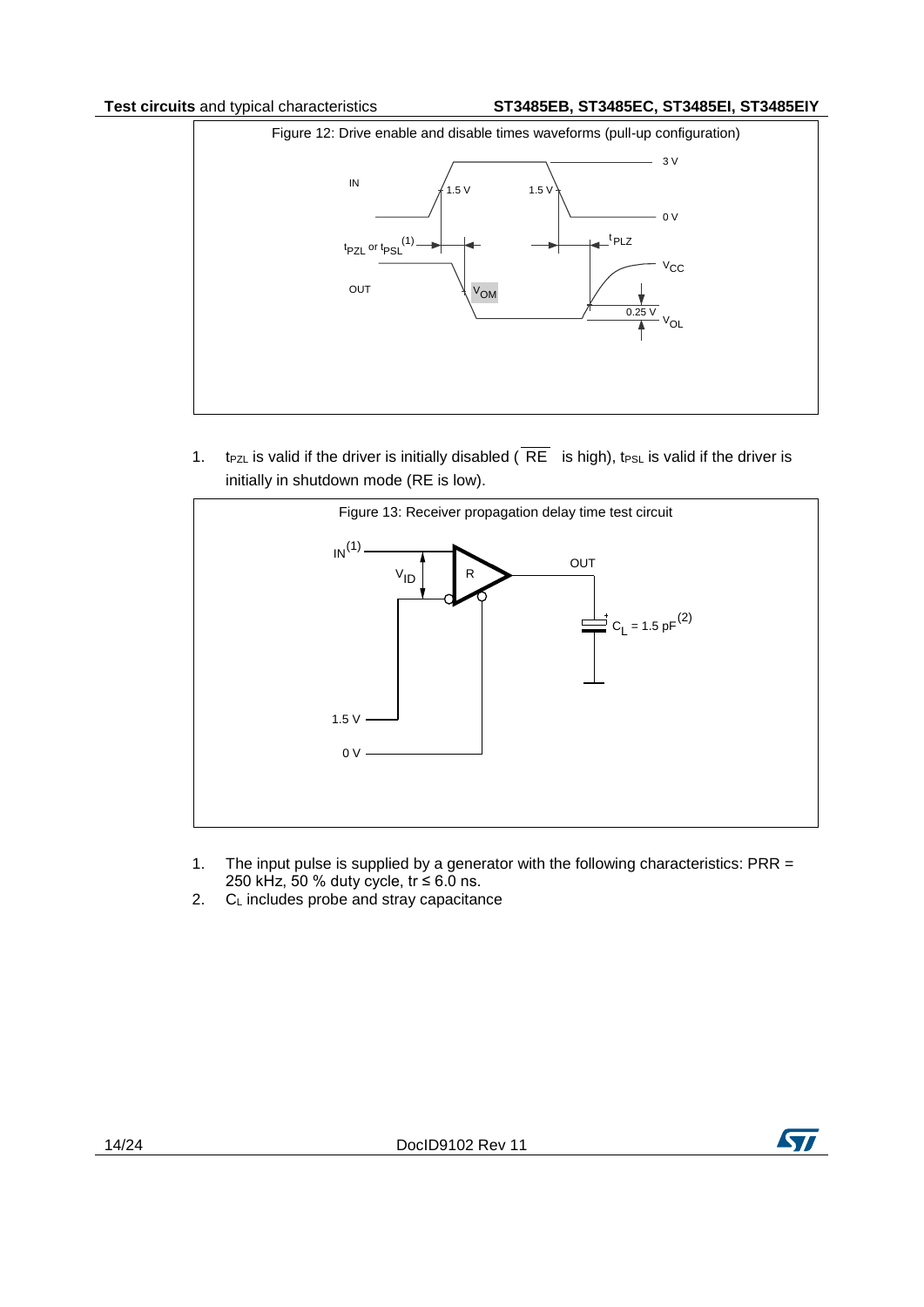Figure 12: Drive enable and disable times waveforms (pull-up configuration)

1. $t_{PZL}$ is valid if the driver is initially disabled ($\overline{RE}$ is high), $t_{PSL}$ is valid if the driver is initially in shutdown mode (RE is low).

Figure 13: Receiver propagation delay time test circuit

1. The input pulse is supplied by a generator with the following characteristics: PRR = 250 kHz, 50 % duty cycle, tr ≤ 6.0 ns.
2. $C_L$ includes probe and stray capacitance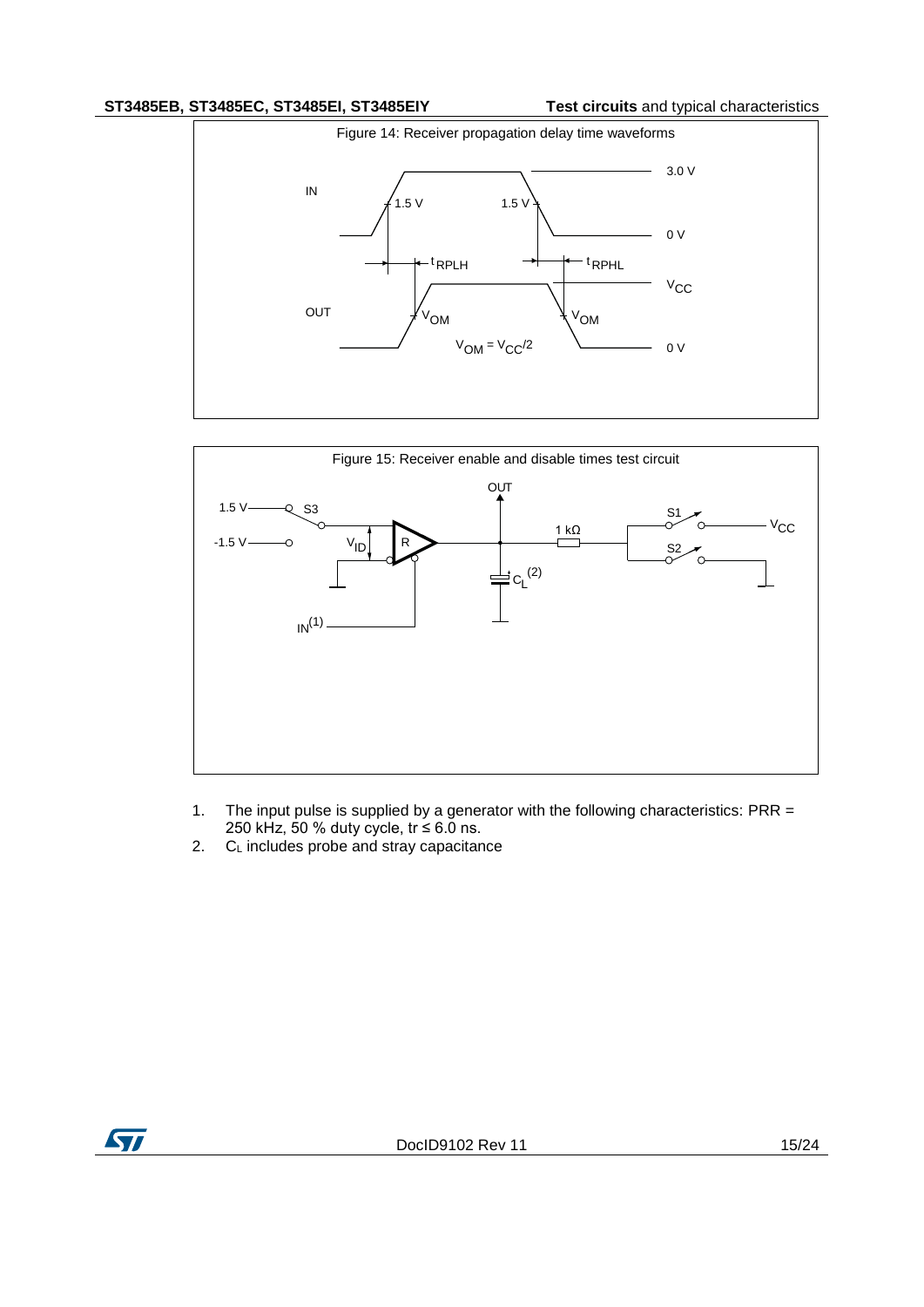Figure 14: Receiver propagation delay time waveforms

Figure 15: Receiver enable and disable times test circuit

1. The input pulse is supplied by a generator with the following characteristics: PRR = 250 kHz, 50 % duty cycle, tr ≤ 6.0 ns.
2. $C_L$ includes probe and stray capacitance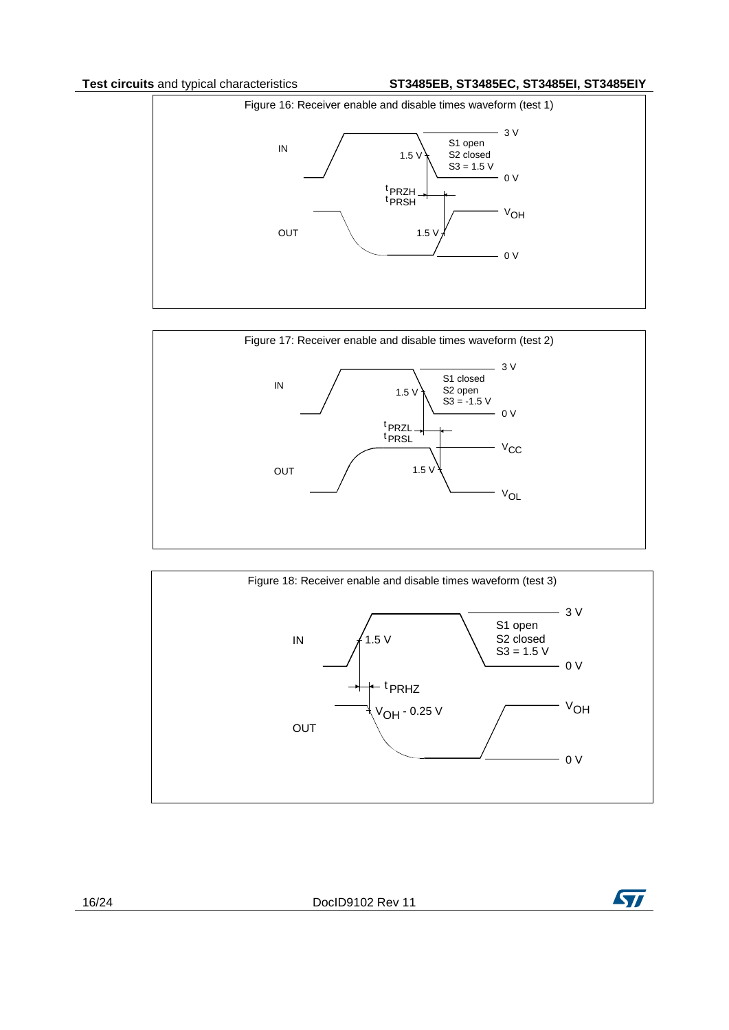Figure 16: Receiver enable and disable times waveform (test 1)

IN

1.5 V

S1 open
S2 closed
S3 = 1.5 V

3 V

0 V

$t_{PRZH}$
$t_{PRSH}$

OUT

1.5 V

$V_{OH}$

0 V

Figure 17: Receiver enable and disable times waveform (test 2)

IN

1.5 V

S1 closed
S2 open
S3 = -1.5 V

3 V

0 V

$t_{PRZL}$
$t_{PRSL}$

OUT

1.5 V

$V_{CC}$

$V_{OL}$

Figure 18: Receiver enable and disable times waveform (test 3)

IN

1.5 V

S1 open
S2 closed
S3 = 1.5 V

3 V

0 V

$t_{PRHZ}$

OUT

$V_{OH}$ - 0.25 V

$V_{OH}$

0 V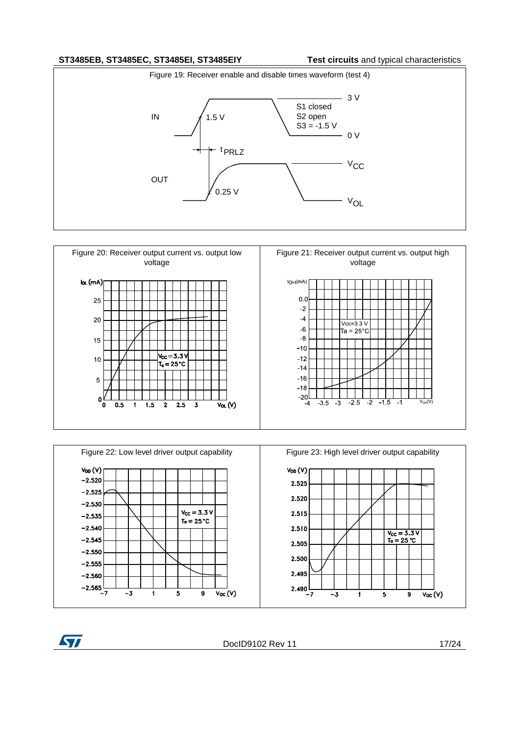Figure 19: Receiver enable and disable times waveform (test 4)

Figure 20: Receiver output current vs. output low voltage

Figure 21: Receiver output current vs. output high voltage

Figure 22: Low level driver output capability

Figure 23: High level driver output capability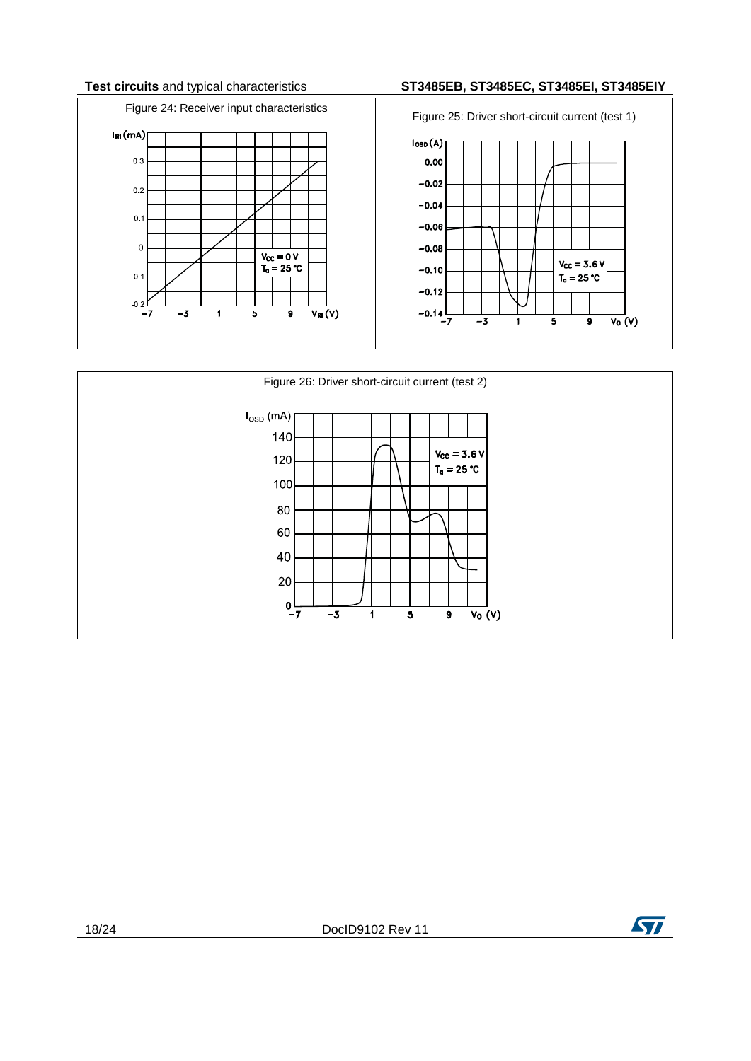Figure 24: Receiver input characteristics

Figure 25: Driver short-circuit current (test 1)

Figure 26: Driver short-circuit current (test 2)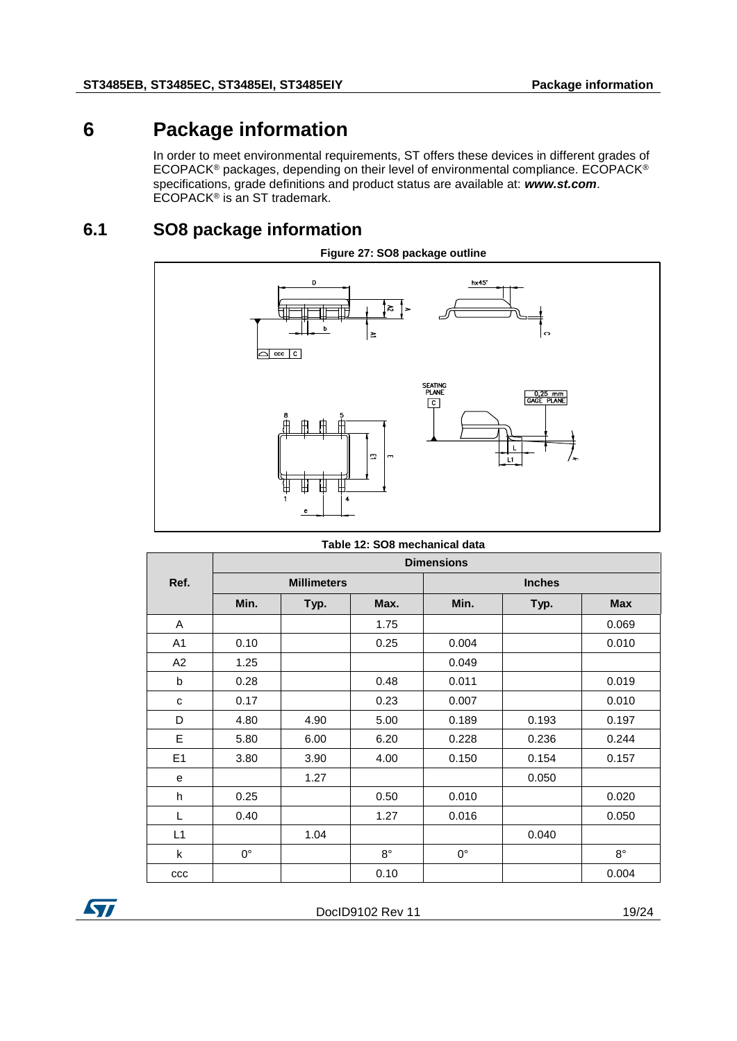# 6 Package information

In order to meet environmental requirements, ST offers these devices in different grades of ECOPACK® packages, depending on their level of environmental compliance. ECOPACK® specifications, grade definitions and product status are available at: ***www.st.com***. ECOPACK® is an ST trademark.

## 6.1 SO8 package information

**Figure 27: SO8 package outline**

**Table 12: SO8 mechanical data**

| Ref. | Dimensions | | | | | |
|---|---|---|---|---|---|---|
| | Millimeters | | | Inches | | |
| | Min. | Typ. | Max. | Min. | Typ. | Max |
| A | | | 1.75 | | | 0.069 |
| A1 | 0.10 | | 0.25 | 0.004 | | 0.010 |
| A2 | 1.25 | | | 0.049 | | |
| b | 0.28 | | 0.48 | 0.011 | | 0.019 |
| c | 0.17 | | 0.23 | 0.007 | | 0.010 |
| D | 4.80 | 4.90 | 5.00 | 0.189 | 0.193 | 0.197 |
| E | 5.80 | 6.00 | 6.20 | 0.228 | 0.236 | 0.244 |
| E1 | 3.80 | 3.90 | 4.00 | 0.150 | 0.154 | 0.157 |
| e | | 1.27 | | | 0.050 | |
| h | 0.25 | | 0.50 | 0.010 | | 0.020 |
| L | 0.40 | | 1.27 | 0.016 | | 0.050 |
| L1 | | 1.04 | | | 0.040 | |
| k | 0° | | 8° | 0° | | 8° |
| ccc | | | 0.10 | | | 0.004 |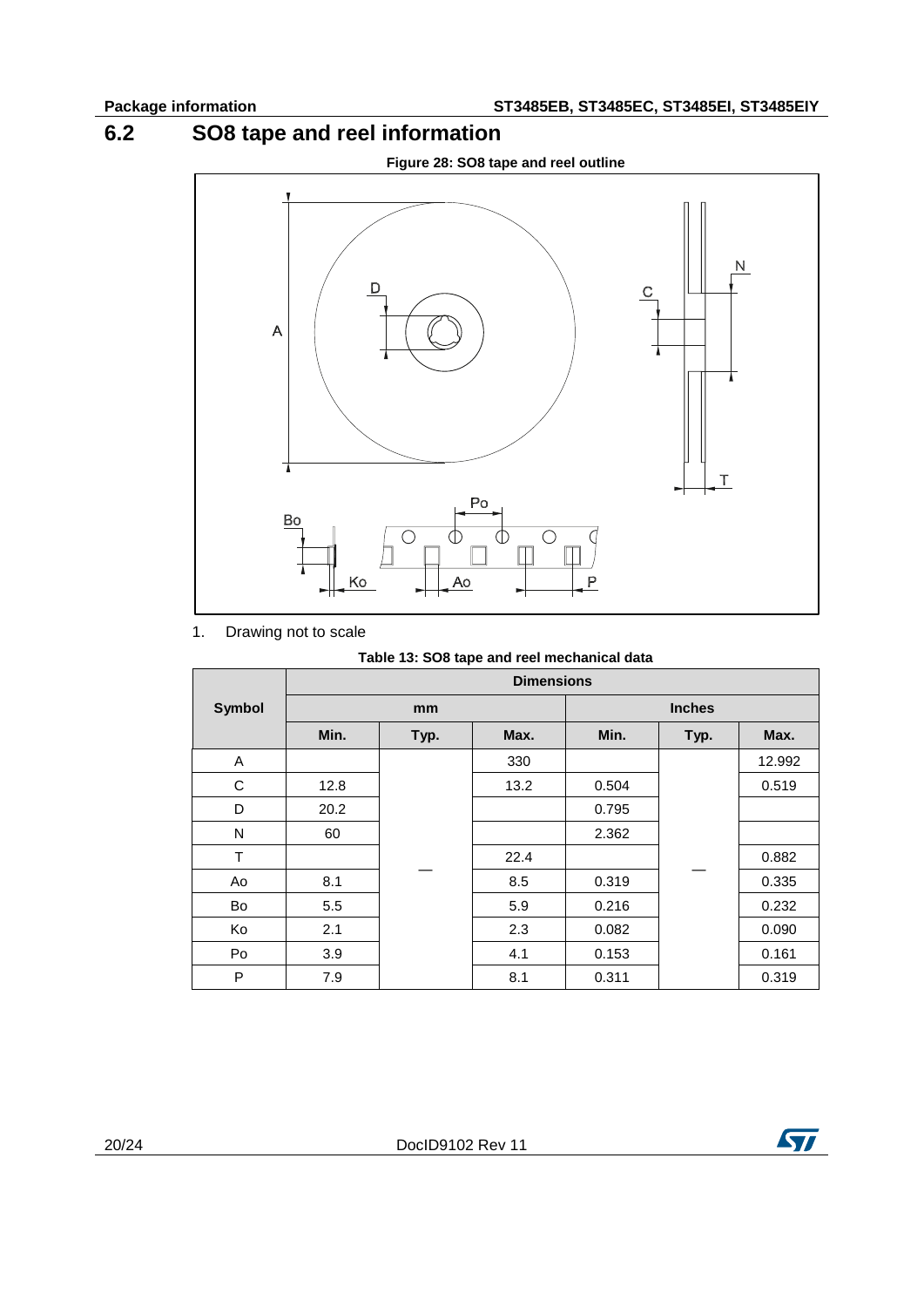## 6.2 SO8 tape and reel information

**Figure 28: SO8 tape and reel outline**

1. Drawing not to scale

**Table 13: SO8 tape and reel mechanical data**

| Symbol | Dimensions | | | | | |
|---|---|---|---|---|---|---|
| | mm | | | Inches | | |
| | Min. | Typ. | Max. | Min. | Typ. | Max. |
| A | | — | 330 | | — | 12.992 |
| C | 12.8 | — | 13.2 | 0.504 | — | 0.519 |
| D | 20.2 | — | | 0.795 | — | |
| N | 60 | — | | 2.362 | — | |
| T | | — | 22.4 | | — | 0.882 |
| Ao | 8.1 | — | 8.5 | 0.319 | — | 0.335 |
| Bo | 5.5 | — | 5.9 | 0.216 | — | 0.232 |
| Ko | 2.1 | — | 2.3 | 0.082 | — | 0.090 |
| Po | 3.9 | — | 4.1 | 0.153 | — | 0.161 |
| P | 7.9 | — | 8.1 | 0.311 | — | 0.319 |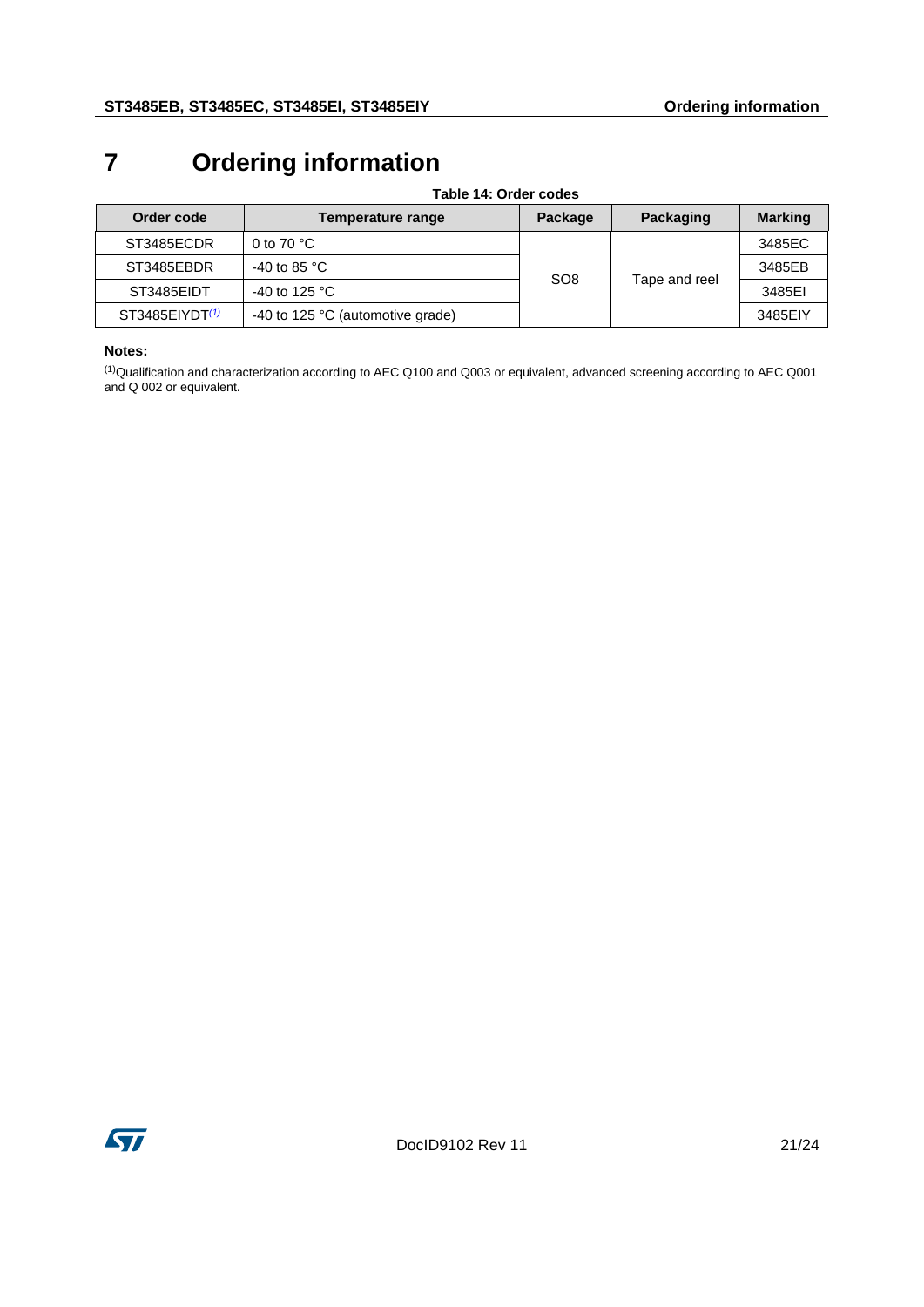# 7 Ordering information

**Table 14: Order codes**

| Order code | Temperature range | Package | Packaging | Marking |
|---|---|---|---|---|
| ST3485ECDR | 0 to 70 °C | SO8 | Tape and reel | 3485EC |
| ST3485EBDR | -40 to 85 °C | | | 3485EB |
| ST3485EIDT | -40 to 125 °C | | | 3485EI |
| ST3485EIYDT[(1)] | -40 to 125 °C (automotive grade) | | | 3485EIY |

**Notes:**

[(1)]Qualification and characterization according to AEC Q100 and Q003 or equivalent, advanced screening according to AEC Q001 and Q 002 or equivalent.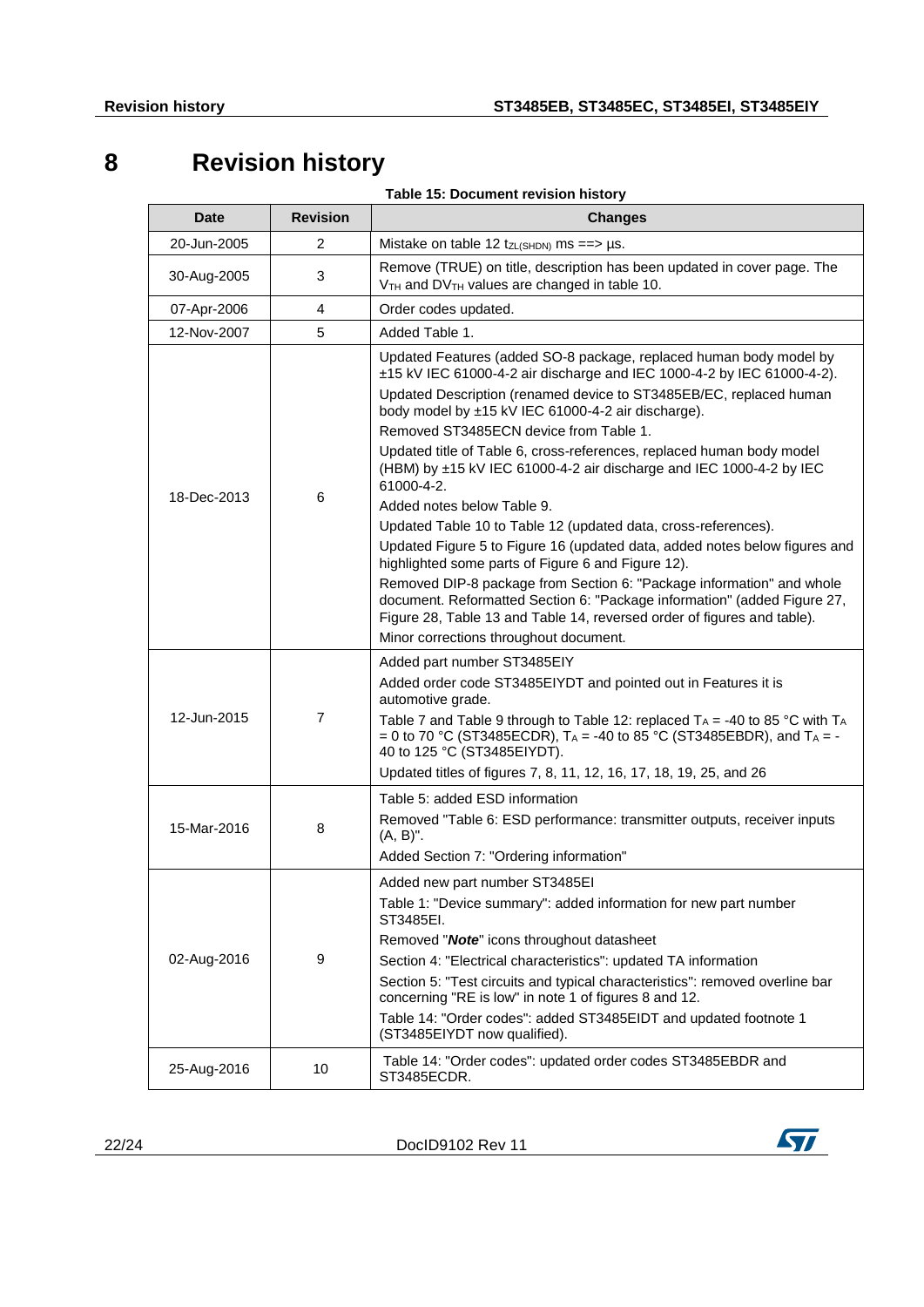# 8 Revision history

**Table 15: Document revision history**

| Date | Revision | Changes |
|---|---|---|
| 20-Jun-2005 | 2 | Mistake on table 12 $t_{ZL(SHDN)}$ ms ==> µs. |
| 30-Aug-2005 | 3 | Remove (TRUE) on title, description has been updated in cover page. The $V_{TH}$ and $DV_{TH}$ values are changed in table 10. |
| 07-Apr-2006 | 4 | Order codes updated. |
| 12-Nov-2007 | 5 | Added Table 1. |
| 18-Dec-2013 | 6 | Updated Features (added SO-8 package, replaced human body model by ±15 kV IEC 61000-4-2 air discharge and IEC 1000-4-2 by IEC 61000-4-2).<br>Updated Description (renamed device to ST3485EB/EC, replaced human body model by ±15 kV IEC 61000-4-2 air discharge).<br>Removed ST3485ECN device from Table 1.<br>Updated title of Table 6, cross-references, replaced human body model (HBM) by ±15 kV IEC 61000-4-2 air discharge and IEC 1000-4-2 by IEC 61000-4-2.<br>Added notes below Table 9.<br>Updated Table 10 to Table 12 (updated data, cross-references).<br>Updated Figure 5 to Figure 16 (updated data, added notes below figures and highlighted some parts of Figure 6 and Figure 12).<br>Removed DIP-8 package from Section 6: "Package information" and whole document. Reformatted Section 6: "Package information" (added Figure 27, Figure 28, Table 13 and Table 14, reversed order of figures and table).<br>Minor corrections throughout document. |
| 12-Jun-2015 | 7 | Added part number ST3485EIY<br>Added order code ST3485EIYDT and pointed out in Features it is automotive grade.<br>Table 7 and Table 9 through to Table 12: replaced $T_A$ = -40 to 85 °C with $T_A$ = 0 to 70 °C (ST3485ECDR), $T_A$ = -40 to 85 °C (ST3485EBDR), and $T_A$ = -40 to 125 °C (ST3485EIYDT).<br>Updated titles of figures 7, 8, 11, 12, 16, 17, 18, 19, 25, and 26 |
| 15-Mar-2016 | 8 | Table 5: added ESD information<br>Removed "Table 6: ESD performance: transmitter outputs, receiver inputs (A, B)".<br>Added Section 7: "Ordering information" |
| 02-Aug-2016 | 9 | Added new part number ST3485EI<br>Table 1: "Device summary": added information for new part number ST3485EI.<br>Removed "***Note***" icons throughout datasheet<br>Section 4: "Electrical characteristics": updated TA information<br>Section 5: "Test circuits and typical characteristics": removed overline bar concerning "RE is low" in note 1 of figures 8 and 12.<br>Table 14: "Order codes": added ST3485EIDT and updated footnote 1 (ST3485EIYDT now qualified). |
| 25-Aug-2016 | 10 | Table 14: "Order codes": updated order codes ST3485EBDR and ST3485ECDR. |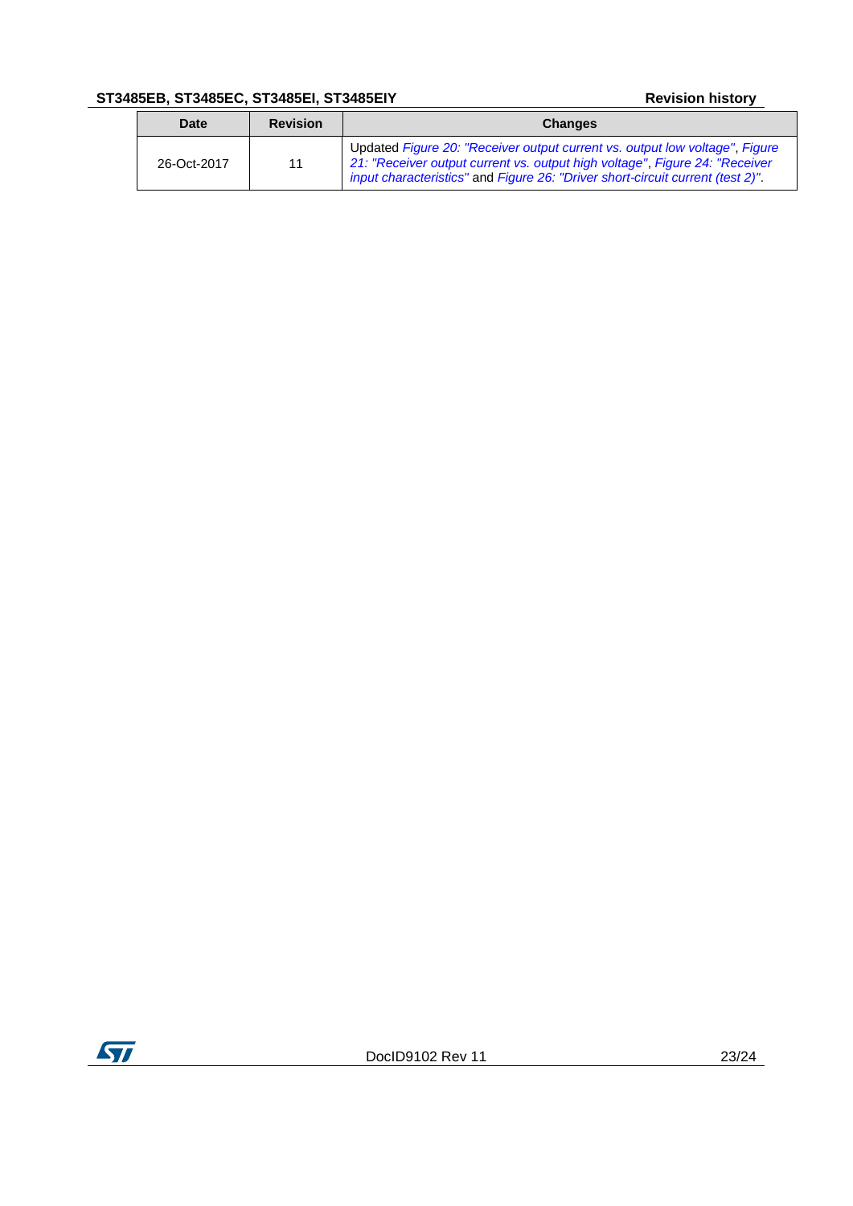| Date | Revision | Changes |
| --- | --- | --- |
| 26-Oct-2017 | 11 | Updated *Figure 20: "Receiver output current vs. output low voltage"*, *Figure 21: "Receiver output current vs. output high voltage"*, *Figure 24: "Receiver input characteristics"* and *Figure 26: "Driver short-circuit current (test 2)"*. |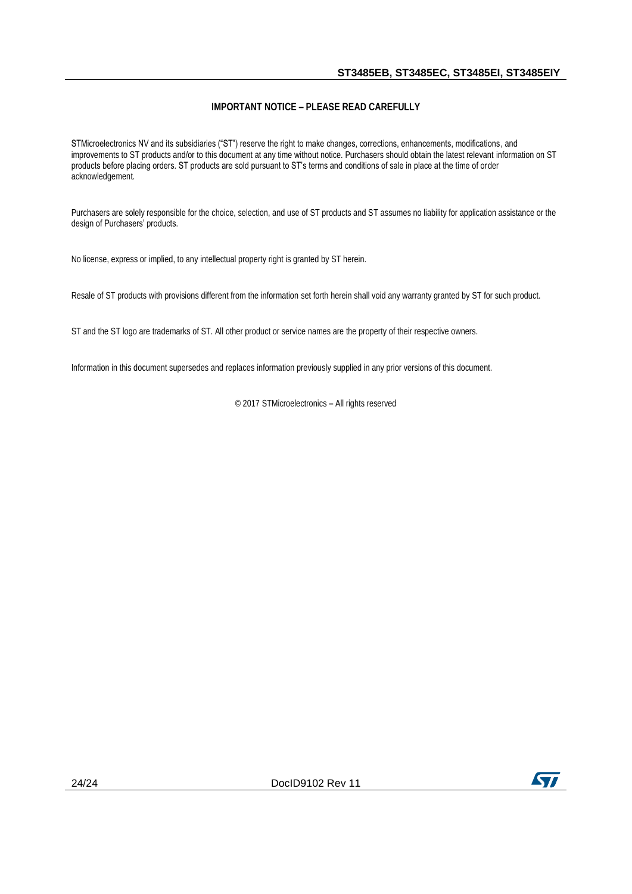**IMPORTANT NOTICE – PLEASE READ CAREFULLY**

STMicroelectronics NV and its subsidiaries ("ST") reserve the right to make changes, corrections, enhancements, modifications, and improvements to ST products and/or to this document at any time without notice. Purchasers should obtain the latest relevant information on ST products before placing orders. ST products are sold pursuant to ST's terms and conditions of sale in place at the time of order acknowledgement.

Purchasers are solely responsible for the choice, selection, and use of ST products and ST assumes no liability for application assistance or the design of Purchasers' products.

No license, express or implied, to any intellectual property right is granted by ST herein.

Resale of ST products with provisions different from the information set forth herein shall void any warranty granted by ST for such product.

ST and the ST logo are trademarks of ST. All other product or service names are the property of their respective owners.

Information in this document supersedes and replaces information previously supplied in any prior versions of this document.

© 2017 STMicroelectronics – All rights reserved